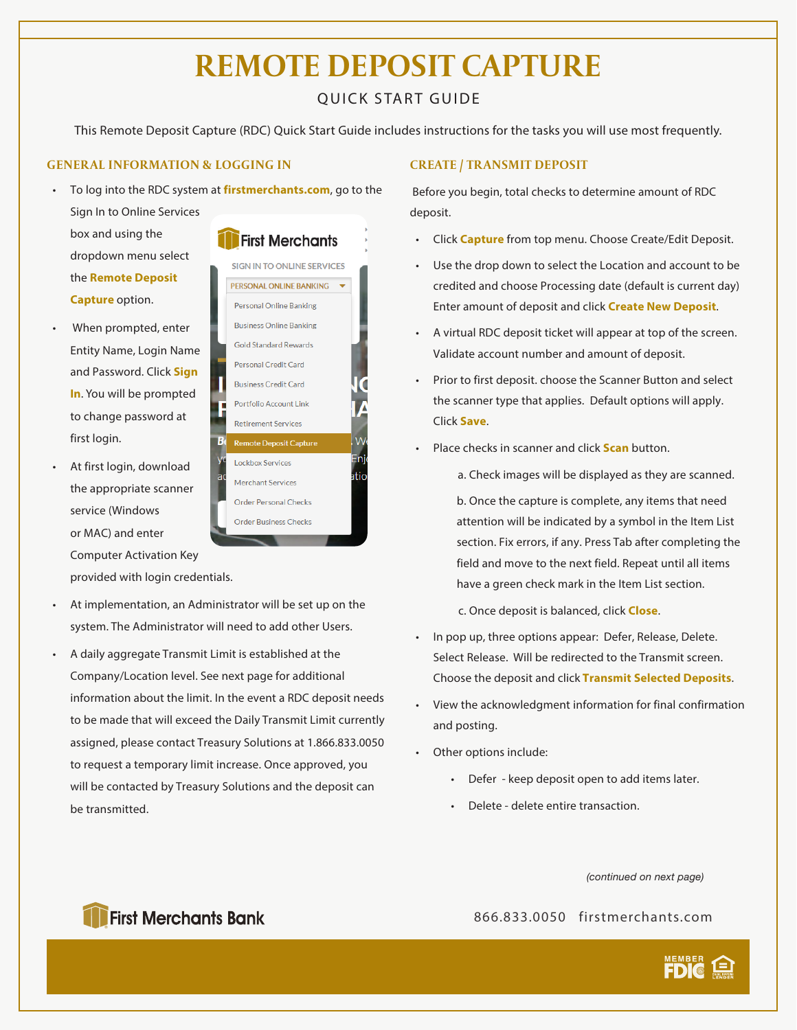# REMOTE DEPOSIT CAPTURE

QUICK START GUIDE

This Remote Deposit Capture (RDC) Quick Start Guide includes instructions for the tasks you will use most frequently.

## GENERAL INFORMATION & LOGGING IN

- To log into the RDC system at **firstmerchants.com**, go to the Sign In to Online Services box and using the dropdown menu select the **Remote Deposit Capture** option.
- When prompted, enter Entity Name, Login Name and Password. Click **Sign In**. You will be prompted to change password at first login.
- At first login, download the appropriate scanner service (Windows or MAC) and enter Computer Activation Key provided with login credentials.
- At implementation, an Administrator will be set up on the system. The Administrator will need to add other Users.
- A daily aggregate Transmit Limit is established at the Company/Location level. See next page for additional information about the limit. In the event a RDC deposit needs to be made that will exceed the Daily Transmit Limit currently assigned, please contact Treasury Solutions at 1.866.833.0050 to request a temporary limit increase. Once approved, you will be contacted by Treasury Solutions and the deposit can be transmitted.

## CREATE / TRANSMIT DEPOSIT

Before you begin, total checks to determine amount of RDC deposit.

- Click **Capture** from top menu. Choose Create/Edit Deposit.
- Use the drop down to select the Location and account to be credited and choose Processing date (default is current day) Enter amount of deposit and click **Create New Deposit**.
- A virtual RDC deposit ticket will appear at top of the screen. Validate account number and amount of deposit.
- Prior to first deposit. choose the Scanner Button and select the scanner type that applies. Default options will apply. Click **Save**.
- Place checks in scanner and click **Scan** button.

  a. Check images will be displayed as they are scanned.

  b. Once the capture is complete, any items that need attention will be indicated by a symbol in the Item List section. Fix errors, if any. Press Tab after completing the field and move to the next field. Repeat until all items have a green check mark in the Item List section.

  c. Once deposit is balanced, click **Close**.

- In pop up, three options appear: Defer, Release, Delete. Select Release. Will be redirected to the Transmit screen. Choose the deposit and click **Transmit Selected Deposits**.
- View the acknowledgment information for final confirmation and posting.
- Other options include:
  - Defer - keep deposit open to add items later.
  - Delete - delete entire transaction.

*(continued on next page)*

First Merchants Bank

866.833.0050 firstmerchants.com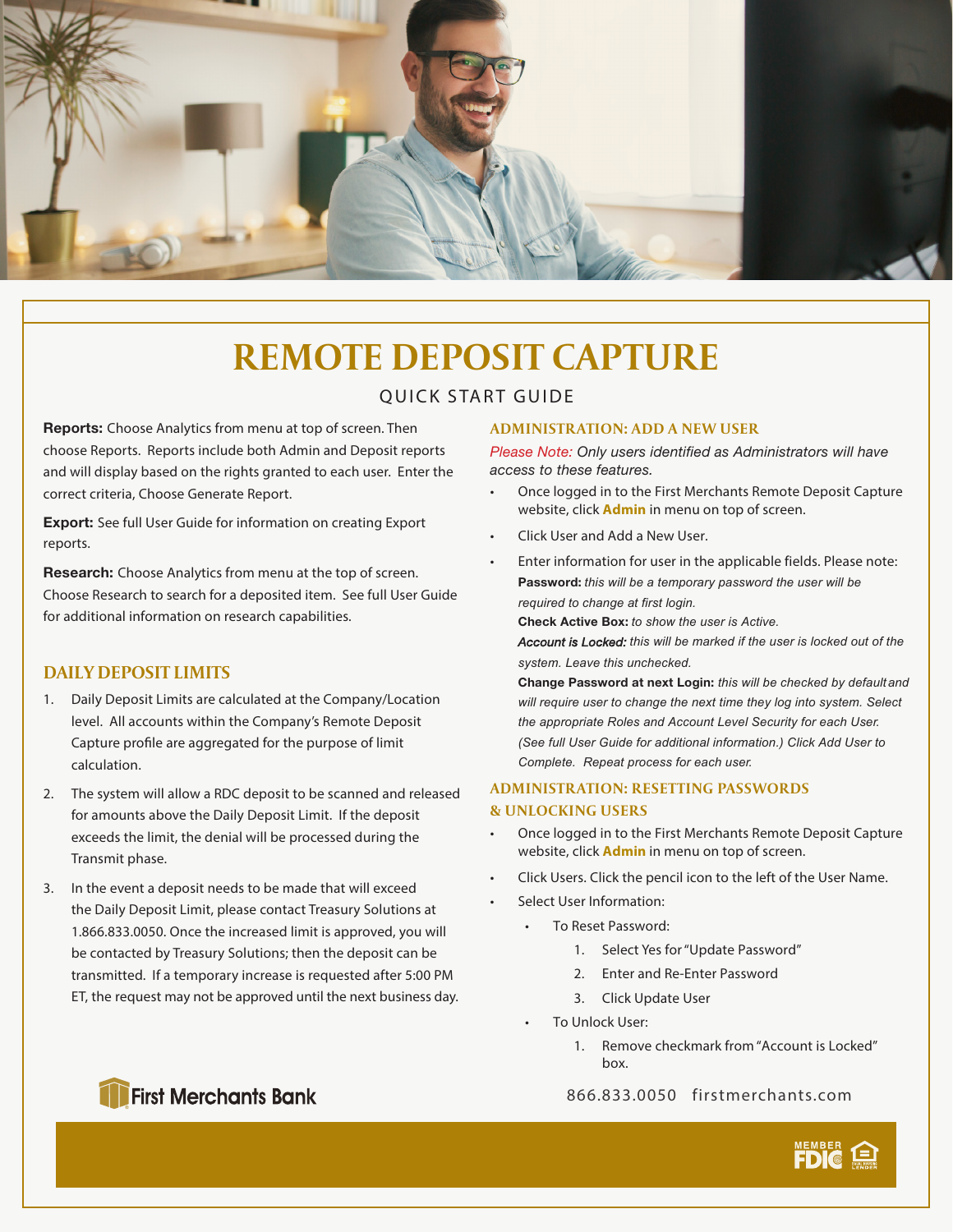# REMOTE DEPOSIT CAPTURE

QUICK START GUIDE

**Reports:** Choose Analytics from menu at top of screen. Then choose Reports. Reports include both Admin and Deposit reports and will display based on the rights granted to each user. Enter the correct criteria, Choose Generate Report.

**Export:** See full User Guide for information on creating Export reports.

**Research:** Choose Analytics from menu at the top of screen. Choose Research to search for a deposited item. See full User Guide for additional information on research capabilities.

## DAILY DEPOSIT LIMITS

1. Daily Deposit Limits are calculated at the Company/Location level. All accounts within the Company's Remote Deposit Capture profile are aggregated for the purpose of limit calculation.
2. The system will allow a RDC deposit to be scanned and released for amounts above the Daily Deposit Limit. If the deposit exceeds the limit, the denial will be processed during the Transmit phase.
3. In the event a deposit needs to be made that will exceed the Daily Deposit Limit, please contact Treasury Solutions at 1.866.833.0050. Once the increased limit is approved, you will be contacted by Treasury Solutions; then the deposit can be transmitted. If a temporary increase is requested after 5:00 PM ET, the request may not be approved until the next business day.

## ADMINISTRATION: ADD A NEW USER

*Please Note: Only users identified as Administrators will have access to these features.*

- Once logged in to the First Merchants Remote Deposit Capture website, click **Admin** in menu on top of screen.
- Click User and Add a New User.
- Enter information for user in the applicable fields. Please note:
  **Password:** *this will be a temporary password the user will be required to change at first login.*
  **Check Active Box:** *to show the user is Active.*
  ***Account is Locked:*** *this will be marked if the user is locked out of the system. Leave this unchecked.*
  **Change Password at next Login:** *this will be checked by default and will require user to change the next time they log into system. Select the appropriate Roles and Account Level Security for each User. (See full User Guide for additional information.) Click Add User to Complete. Repeat process for each user.*

## ADMINISTRATION: RESETTING PASSWORDS & UNLOCKING USERS

- Once logged in to the First Merchants Remote Deposit Capture website, click **Admin** in menu on top of screen.
- Click Users. Click the pencil icon to the left of the User Name.
- Select User Information:
  - To Reset Password:
    1. Select Yes for "Update Password"
    2. Enter and Re-Enter Password
    3. Click Update User
  - To Unlock User:
    1. Remove checkmark from "Account is Locked" box.

First Merchants Bank

866.833.0050 firstmerchants.com

MEMBER FDIC